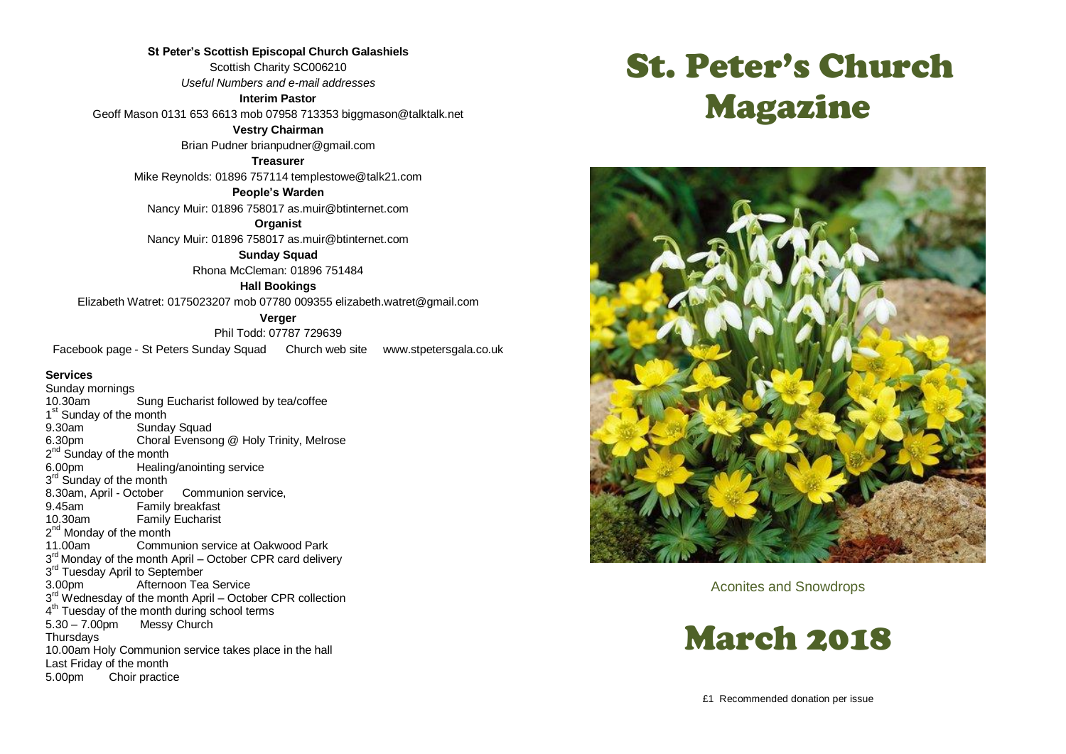**St Peter's Scottish Episcopal Church Galashiels**

Scottish Charity SC006210

*Useful Numbers and e-mail addresses*

**Interim Pastor**

Geoff Mason 0131 653 6613 mob 07958 713353 biggmason@talktalk.net

**Vestry Chairman**

Brian Pudner brianpudner@gmail.com

**Treasurer**

Mike Reynolds: 01896 757114 templestowe@talk21.com

**People's Warden**

Nancy Muir: 01896 758017 as.muir@btinternet.com

**Organist**

Nancy Muir: 01896 758017 as.muir@btinternet.com

**Sunday Squad**

Rhona McCleman: 01896 751484

**Hall Bookings**

Elizabeth Watret: 0175023207 mob 07780 009355 elizabeth.watret@gmail.com

**Verger**

Phil Todd: 07787 729639

Facebook page - St Peters Sunday Squad    Church web site    www.stpetersgala.co.uk

**Services**

Sunday mornings
10.30am Sung Eucharist followed by tea/coffee

1st Sunday of the month
9.30am Sunday Squad
6.30pm Choral Evensong @ Holy Trinity, Melrose

2nd Sunday of the month
6.00pm Healing/anointing service

3rd Sunday of the month
8.30am, April - October Communion service,
9.45am Family breakfast
10.30am Family Eucharist

2nd Monday of the month
11.00am Communion service at Oakwood Park

3rd Monday of the month April – October CPR card delivery

3rd Tuesday April to September
3.00pm Afternoon Tea Service

3rd Wednesday of the month April – October CPR collection

4th Tuesday of the month during school terms
5.30 – 7.00pm Messy Church

Thursdays
10.00am Holy Communion service takes place in the hall

Last Friday of the month
5.00pm Choir practice

# St. Peter's Church Magazine

Aconites and Snowdrops

# March 2018

£1 Recommended donation per issue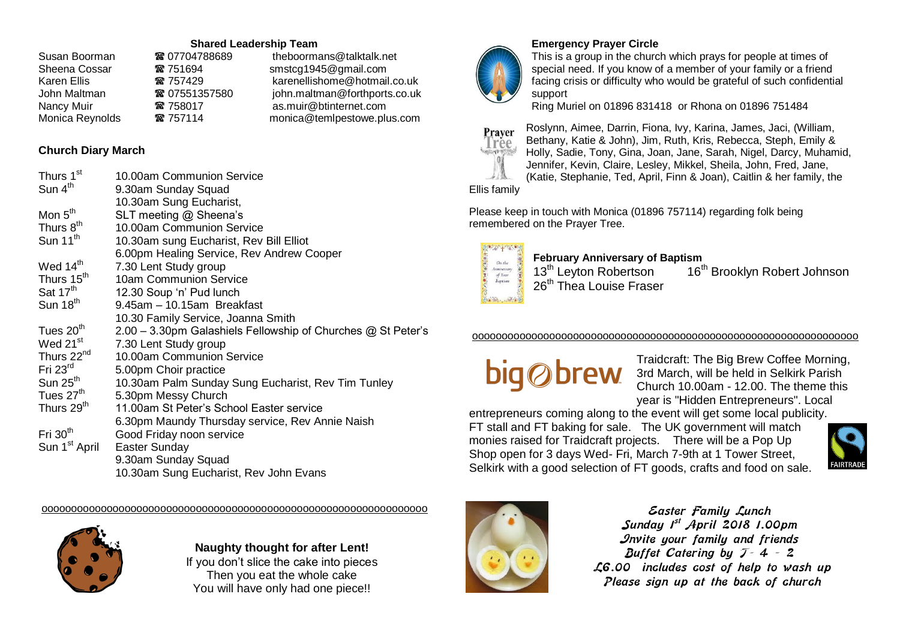**Shared Leadership Team**

| | | |
|---|---|---|
| Susan Boorman | ☎ 07704788689 | theboormans@talktalk.net |
| Sheena Cossar | ☎ 751694 | smstcg1945@gmail.com |
| Karen Ellis | ☎ 757429 | karenellishome@hotmail.co.uk |
| John Maltman | ☎ 07551357580 | john.maltman@forthports.co.uk |
| Nancy Muir | ☎ 758017 | as.muir@btinternet.com |
| Monica Reynolds | ☎ 757114 | monica@temlpestowe.plus.com |

## Church Diary March

| | |
|---|---|
| Thurs 1st | 10.00am Communion Service |
| Sun 4th | 9.30am Sunday Squad |
| | 10.30am Sung Eucharist, |
| Mon 5th | SLT meeting @ Sheena's |
| Thurs 8th | 10.00am Communion Service |
| Sun 11th | 10.30am sung Eucharist, Rev Bill Elliot |
| | 6.00pm Healing Service, Rev Andrew Cooper |
| Wed 14th | 7.30 Lent Study group |
| Thurs 15th | 10am Communion Service |
| Sat 17th | 12.30 Soup 'n' Pud lunch |
| Sun 18th | 9.45am – 10.15am Breakfast |
| | 10.30 Family Service, Joanna Smith |
| Tues 20th | 2.00 – 3.30pm Galashiels Fellowship of Churches @ St Peter's |
| Wed 21st | 7.30 Lent Study group |
| Thurs 22nd | 10.00am Communion Service |
| Fri 23rd | 5.00pm Choir practice |
| Sun 25th | 10.30am Palm Sunday Sung Eucharist, Rev Tim Tunley |
| Tues 27th | 5.30pm Messy Church |
| Thurs 29th | 11.00am St Peter's School Easter service |
| | 6.30pm Maundy Thursday service, Rev Annie Naish |
| Fri 30th | Good Friday noon service |
| Sun 1st April | Easter Sunday |
| | 9.30am Sunday Squad |
| | 10.30am Sung Eucharist, Rev John Evans |

ooooooooooooooooooooooooooooooooooooooooooooooooooooooooooooooo

**Naughty thought for after Lent!**

If you don't slice the cake into pieces
Then you eat the whole cake
You will have only had one piece!!

**Emergency Prayer Circle**

This is a group in the church which prays for people at times of special need. If you know of a member of your family or a friend facing crisis or difficulty who would be grateful of such confidential support

Ring Muriel on 01896 831418 or Rhona on 01896 751484

Roslynn, Aimee, Darrin, Fiona, Ivy, Karina, James, Jaci, (William, Bethany, Katie & John), Jim, Ruth, Kris, Rebecca, Steph, Emily & Holly, Sadie, Tony, Gina, Joan, Jane, Sarah, Nigel, Darcy, Muhamid, Jennifer, Kevin, Claire, Lesley, Mikkel, Sheila, John, Fred, Jane, (Katie, Stephanie, Ted, April, Finn & Joan), Caitlin & her family, the Ellis family

Please keep in touch with Monica (01896 757114) regarding folk being remembered on the Prayer Tree.

**February Anniversary of Baptism**

13th Leyton Robertson  16th Brooklyn Robert Johnson
26th Thea Louise Fraser

ooooooooooooooooooooooooooooooooooooooooooooooooooooooooooooooo

Traidcraft: The Big Brew Coffee Morning, 3rd March, will be held in Selkirk Parish Church 10.00am - 12.00. The theme this year is "Hidden Entrepreneurs". Local entrepreneurs coming along to the event will get some local publicity. FT stall and FT baking for sale. The UK government will match monies raised for Traidcraft projects. There will be a Pop Up Shop open for 3 days Wed- Fri, March 7-9th at 1 Tower Street, Selkirk with a good selection of FT goods, crafts and food on sale.

*Easter Family Lunch*
*Sunday 1st April 2018 1.00pm*
*Invite your family and friends*
*Buffet Catering by 7- 4 - 2*
*£6.00 includes cost of help to wash up*
*Please sign up at the back of church*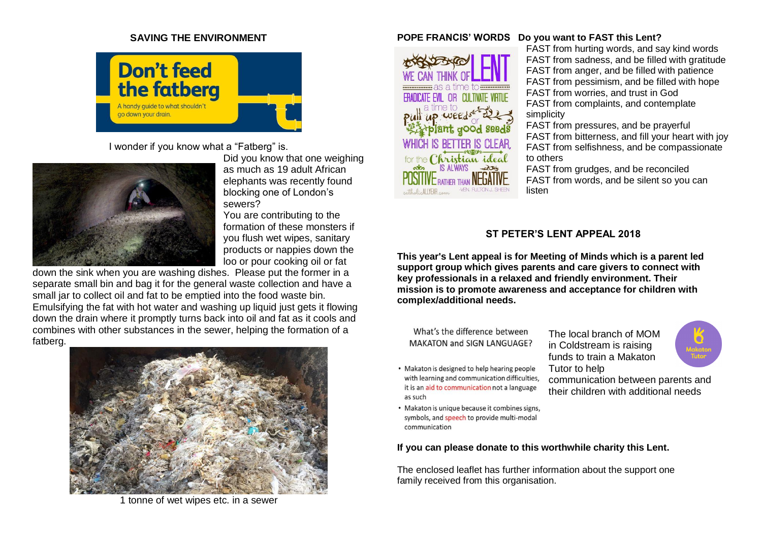## SAVING THE ENVIRONMENT

Don't feed the fatberg

A handy guide to what shouldn't go down your drain.

I wonder if you know what a "Fatberg" is.

Did you know that one weighing as much as 19 adult African elephants was recently found blocking one of London's sewers?

You are contributing to the formation of these monsters if you flush wet wipes, sanitary products or nappies down the loo or pour cooking oil or fat down the sink when you are washing dishes. Please put the former in a separate small bin and bag it for the general waste collection and have a small jar to collect oil and fat to be emptied into the food waste bin. Emulsifying the fat with hot water and washing up liquid just gets it flowing down the drain where it promptly turns back into oil and fat as it cools and combines with other substances in the sewer, helping the formation of a fatberg.

1 tonne of wet wipes etc. in a sewer

## POPE FRANCIS' WORDS

WE CAN THINK OF LENT as a time to ERADICATE EVIL OR CULTIVATE VIRTUE a time to pull up weeds or plant good seeds WHICH IS BETTER IS CLEAR, for the Christian ideal IS ALWAYS POSITIVE RATHER THAN NEGATIVE. -VEN. FULTON J. SHEEN

catholicALLYEAR.com

**Do you want to FAST this Lent?**

FAST from hurting words, and say kind words
FAST from sadness, and be filled with gratitude
FAST from anger, and be filled with patience
FAST from pessimism, and be filled with hope
FAST from worries, and trust in God
FAST from complaints, and contemplate simplicity
FAST from pressures, and be prayerful
FAST from bitterness, and fill your heart with joy
FAST from selfishness, and be compassionate to others
FAST from grudges, and be reconciled
FAST from words, and be silent so you can listen

## ST PETER'S LENT APPEAL 2018

**This year's Lent appeal is for Meeting of Minds which is a parent led support group which gives parents and care givers to connect with key professionals in a relaxed and friendly environment. Their mission is to promote awareness and acceptance for children with complex/additional needs.**

What's the difference between MAKATON and SIGN LANGUAGE?

- Makaton is designed to help hearing people with learning and communication difficulties, it is an aid to communication not a language as such
- Makaton is unique because it combines signs, symbols, and speech to provide multi-modal communication

The local branch of MOM in Coldstream is raising funds to train a Makaton Tutor to help communication between parents and their children with additional needs

Makaton Tutor

**If you can please donate to this worthwhile charity this Lent.**

The enclosed leaflet has further information about the support one family received from this organisation.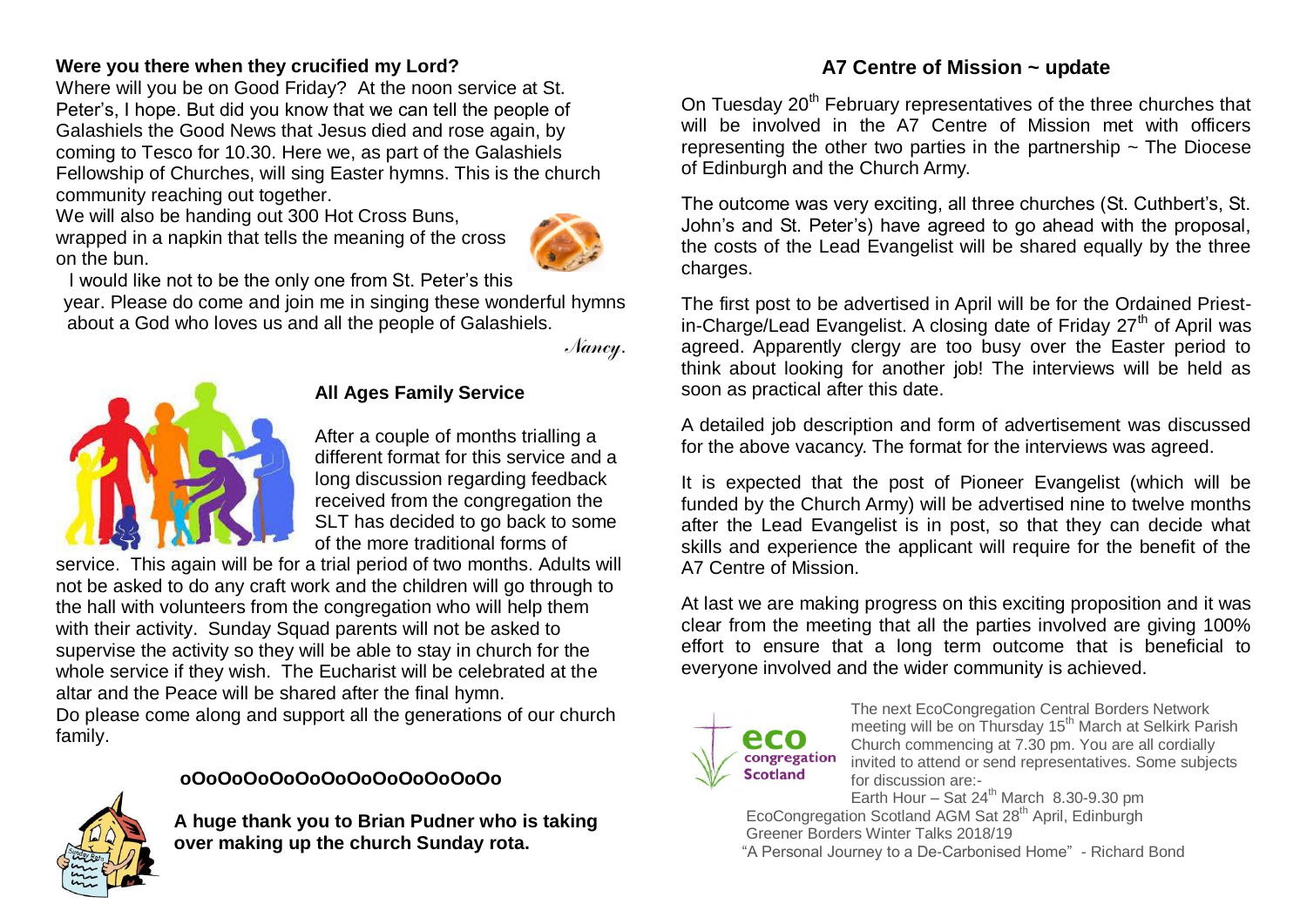**Were you there when they crucified my Lord?**

Where will you be on Good Friday? At the noon service at St. Peter's, I hope. But did you know that we can tell the people of Galashiels the Good News that Jesus died and rose again, by coming to Tesco for 10.30. Here we, as part of the Galashiels Fellowship of Churches, will sing Easter hymns. This is the church community reaching out together.

We will also be handing out 300 Hot Cross Buns, wrapped in a napkin that tells the meaning of the cross on the bun.

I would like not to be the only one from St. Peter's this year. Please do come and join me in singing these wonderful hymns about a God who loves us and all the people of Galashiels.

*Nancy.*

**All Ages Family Service**

After a couple of months trialling a different format for this service and a long discussion regarding feedback received from the congregation the SLT has decided to go back to some of the more traditional forms of service. This again will be for a trial period of two months. Adults will not be asked to do any craft work and the children will go through to the hall with volunteers from the congregation who will help them with their activity. Sunday Squad parents will not be asked to supervise the activity so they will be able to stay in church for the whole service if they wish. The Eucharist will be celebrated at the altar and the Peace will be shared after the final hymn.

Do please come along and support all the generations of our church family.

**oOoOoOoOoOoOoOoOoOoOoOo**

**A huge thank you to Brian Pudner who is taking over making up the church Sunday rota.**

## A7 Centre of Mission ~ update

On Tuesday 20th February representatives of the three churches that will be involved in the A7 Centre of Mission met with officers representing the other two parties in the partnership ~ The Diocese of Edinburgh and the Church Army.

The outcome was very exciting, all three churches (St. Cuthbert's, St. John's and St. Peter's) have agreed to go ahead with the proposal, the costs of the Lead Evangelist will be shared equally by the three charges.

The first post to be advertised in April will be for the Ordained Priest-in-Charge/Lead Evangelist. A closing date of Friday 27th of April was agreed. Apparently clergy are too busy over the Easter period to think about looking for another job! The interviews will be held as soon as practical after this date.

A detailed job description and form of advertisement was discussed for the above vacancy. The format for the interviews was agreed.

It is expected that the post of Pioneer Evangelist (which will be funded by the Church Army) will be advertised nine to twelve months after the Lead Evangelist is in post, so that they can decide what skills and experience the applicant will require for the benefit of the A7 Centre of Mission.

At last we are making progress on this exciting proposition and it was clear from the meeting that all the parties involved are giving 100% effort to ensure that a long term outcome that is beneficial to everyone involved and the wider community is achieved.

eco congregation Scotland

The next EcoCongregation Central Borders Network meeting will be on Thursday 15th March at Selkirk Parish Church commencing at 7.30 pm. You are all cordially invited to attend or send representatives. Some subjects for discussion are:-

Earth Hour – Sat 24th March 8.30-9.30 pm
EcoCongregation Scotland AGM Sat 28th April, Edinburgh
Greener Borders Winter Talks 2018/19
"A Personal Journey to a De-Carbonised Home" - Richard Bond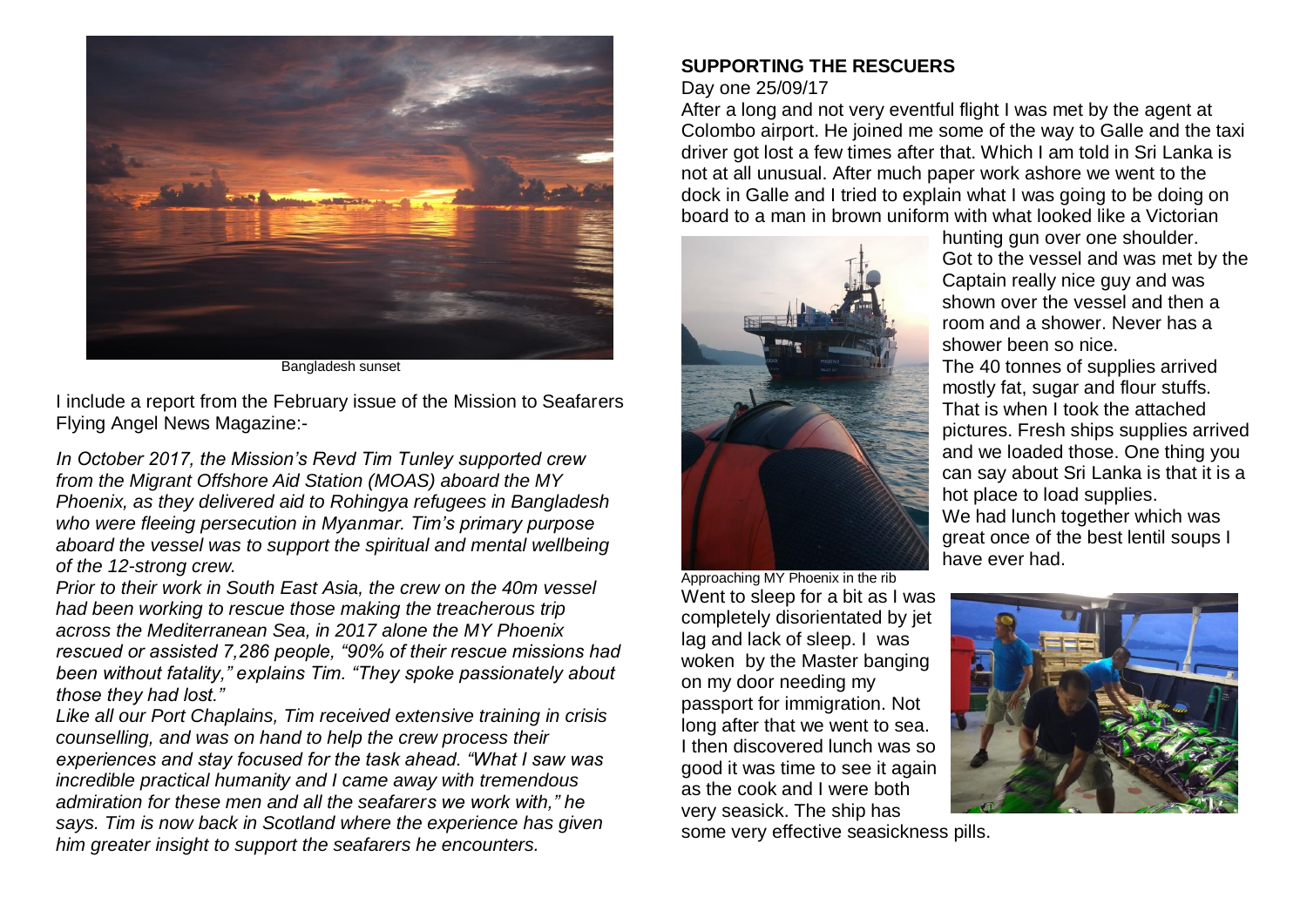Bangladesh sunset

I include a report from the February issue of the Mission to Seafarers Flying Angel News Magazine:-

*In October 2017, the Mission's Revd Tim Tunley supported crew from the Migrant Offshore Aid Station (MOAS) aboard the MY Phoenix, as they delivered aid to Rohingya refugees in Bangladesh who were fleeing persecution in Myanmar. Tim's primary purpose aboard the vessel was to support the spiritual and mental wellbeing of the 12-strong crew.*

*Prior to their work in South East Asia, the crew on the 40m vessel had been working to rescue those making the treacherous trip across the Mediterranean Sea, in 2017 alone the MY Phoenix rescued or assisted 7,286 people, "90% of their rescue missions had been without fatality," explains Tim. "They spoke passionately about those they had lost."*

*Like all our Port Chaplains, Tim received extensive training in crisis counselling, and was on hand to help the crew process their experiences and stay focused for the task ahead. "What I saw was incredible practical humanity and I came away with tremendous admiration for these men and all the seafarers we work with," he says. Tim is now back in Scotland where the experience has given him greater insight to support the seafarers he encounters.*

**SUPPORTING THE RESCUERS**

Day one 25/09/17

After a long and not very eventful flight I was met by the agent at Colombo airport. He joined me some of the way to Galle and the taxi driver got lost a few times after that. Which I am told in Sri Lanka is not at all unusual. After much paper work ashore we went to the dock in Galle and I tried to explain what I was going to be doing on board to a man in brown uniform with what looked like a Victorian hunting gun over one shoulder.

Got to the vessel and was met by the Captain really nice guy and was shown over the vessel and then a room and a shower. Never has a shower been so nice.

The 40 tonnes of supplies arrived mostly fat, sugar and flour stuffs. That is when I took the attached pictures. Fresh ships supplies arrived and we loaded those. One thing you can say about Sri Lanka is that it is a hot place to load supplies.

We had lunch together which was great once of the best lentil soups I have ever had.

Approaching MY Phoenix in the rib

Went to sleep for a bit as I was completely disorientated by jet lag and lack of sleep. I was woken by the Master banging on my door needing my passport for immigration. Not long after that we went to sea. I then discovered lunch was so good it was time to see it again as the cook and I were both very seasick. The ship has some very effective seasickness pills.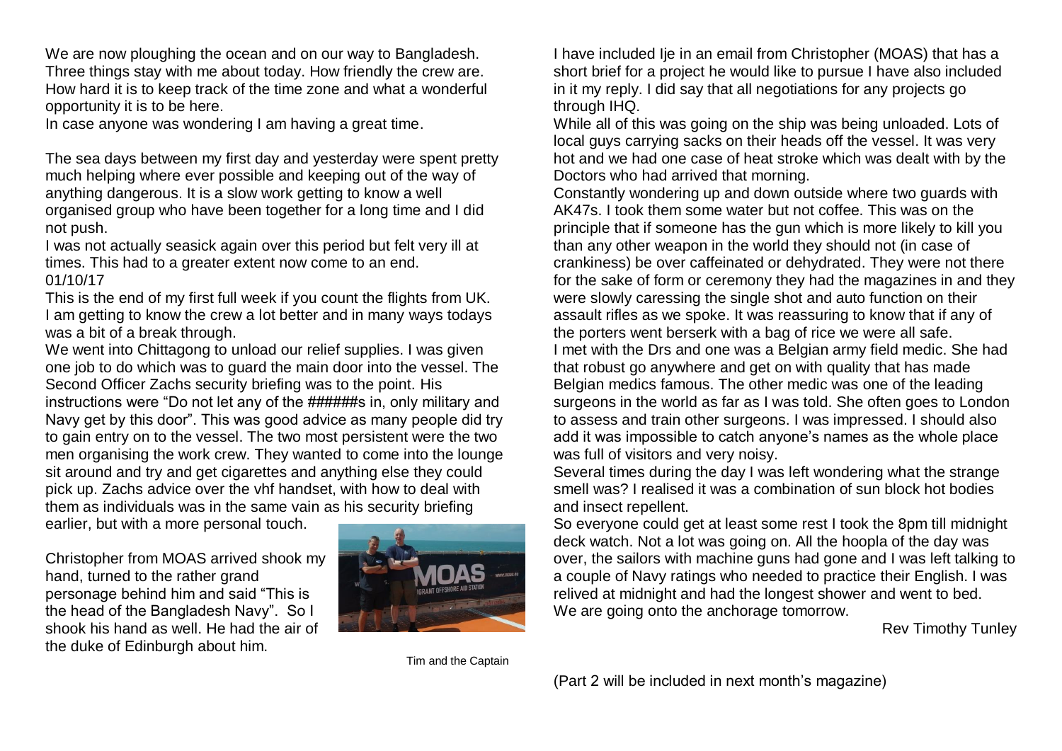We are now ploughing the ocean and on our way to Bangladesh. Three things stay with me about today. How friendly the crew are. How hard it is to keep track of the time zone and what a wonderful opportunity it is to be here.

In case anyone was wondering I am having a great time.

The sea days between my first day and yesterday were spent pretty much helping where ever possible and keeping out of the way of anything dangerous. It is a slow work getting to know a well organised group who have been together for a long time and I did not push.

I was not actually seasick again over this period but felt very ill at times. This had to a greater extent now come to an end.

01/10/17

This is the end of my first full week if you count the flights from UK. I am getting to know the crew a lot better and in many ways todays was a bit of a break through.

We went into Chittagong to unload our relief supplies. I was given one job to do which was to guard the main door into the vessel. The Second Officer Zachs security briefing was to the point. His instructions were "Do not let any of the ######s in, only military and Navy get by this door". This was good advice as many people did try to gain entry on to the vessel. The two most persistent were the two men organising the work crew. They wanted to come into the lounge sit around and try and get cigarettes and anything else they could pick up. Zachs advice over the vhf handset, with how to deal with them as individuals was in the same vain as his security briefing earlier, but with a more personal touch.

Christopher from MOAS arrived shook my hand, turned to the rather grand personage behind him and said "This is the head of the Bangladesh Navy". So I shook his hand as well. He had the air of the duke of Edinburgh about him.

Tim and the Captain

I have included Ije in an email from Christopher (MOAS) that has a short brief for a project he would like to pursue I have also included in it my reply. I did say that all negotiations for any projects go through IHQ.

While all of this was going on the ship was being unloaded. Lots of local guys carrying sacks on their heads off the vessel. It was very hot and we had one case of heat stroke which was dealt with by the Doctors who had arrived that morning.

Constantly wondering up and down outside where two guards with AK47s. I took them some water but not coffee. This was on the principle that if someone has the gun which is more likely to kill you than any other weapon in the world they should not (in case of crankiness) be over caffeinated or dehydrated. They were not there for the sake of form or ceremony they had the magazines in and they were slowly caressing the single shot and auto function on their assault rifles as we spoke. It was reassuring to know that if any of the porters went berserk with a bag of rice we were all safe.

I met with the Drs and one was a Belgian army field medic. She had that robust go anywhere and get on with quality that has made Belgian medics famous. The other medic was one of the leading surgeons in the world as far as I was told. She often goes to London to assess and train other surgeons. I was impressed. I should also add it was impossible to catch anyone's names as the whole place was full of visitors and very noisy.

Several times during the day I was left wondering what the strange smell was? I realised it was a combination of sun block hot bodies and insect repellent.

So everyone could get at least some rest I took the 8pm till midnight deck watch. Not a lot was going on. All the hoopla of the day was over, the sailors with machine guns had gone and I was left talking to a couple of Navy ratings who needed to practice their English. I was relived at midnight and had the longest shower and went to bed.

We are going onto the anchorage tomorrow.

Rev Timothy Tunley

(Part 2 will be included in next month's magazine)